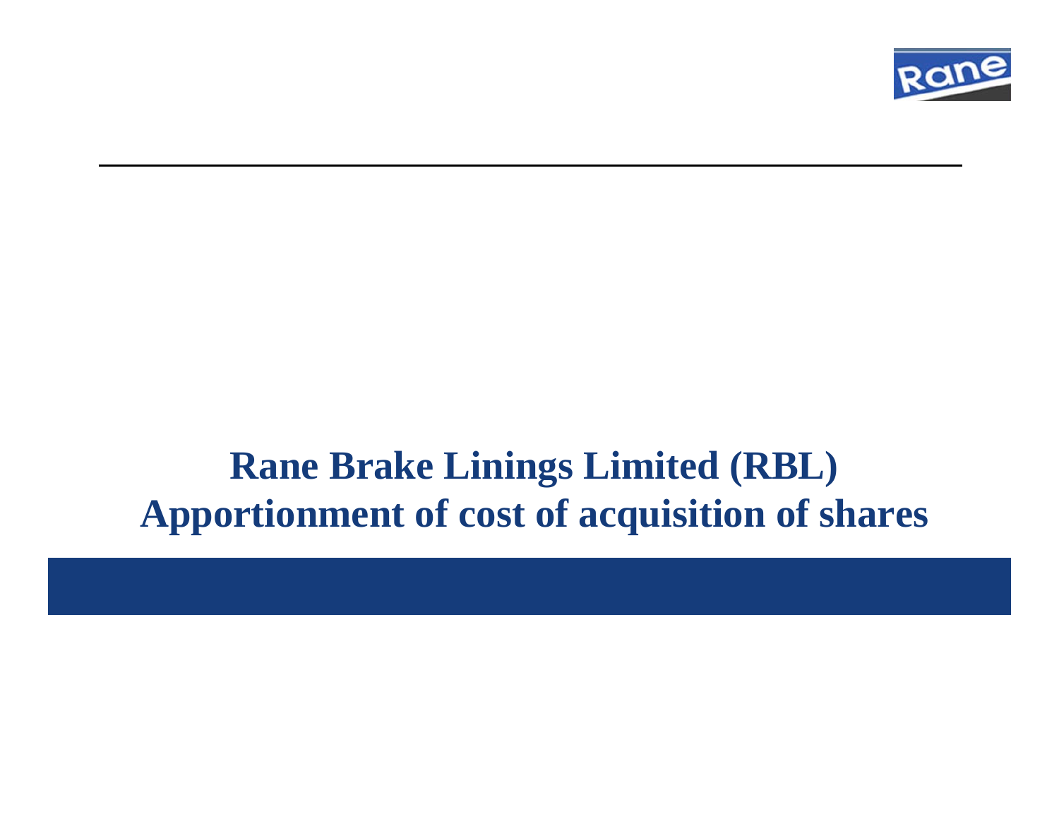# Rane Brake Linings Limited (RBL)
# Apportionment of cost of acquisition of shares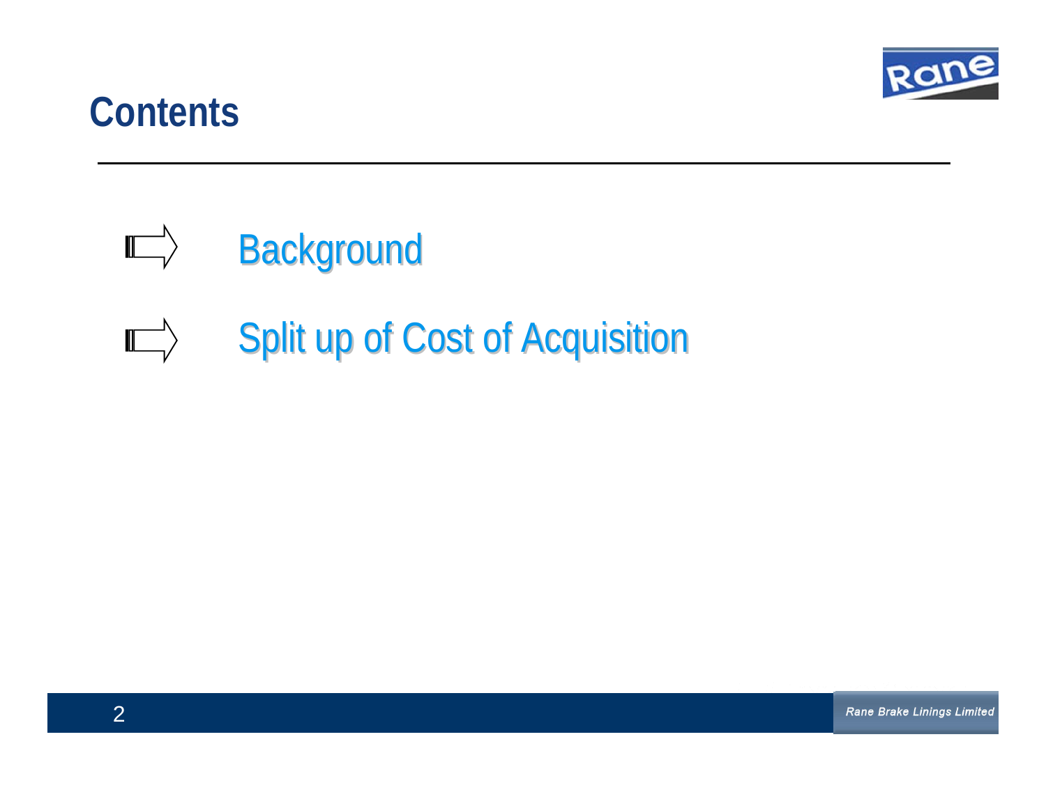# Contents

- Background
- Split up of Cost of Acquisition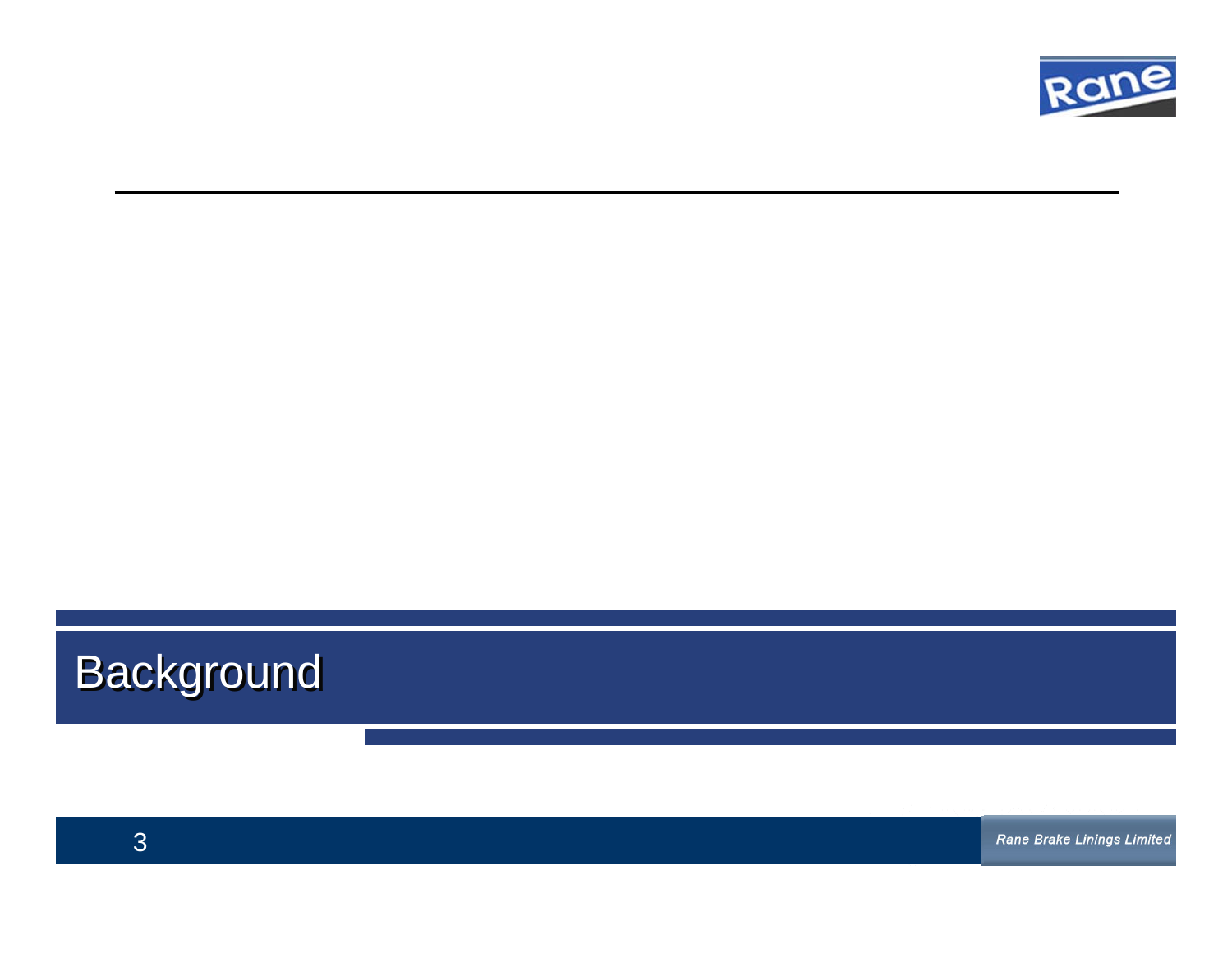# Background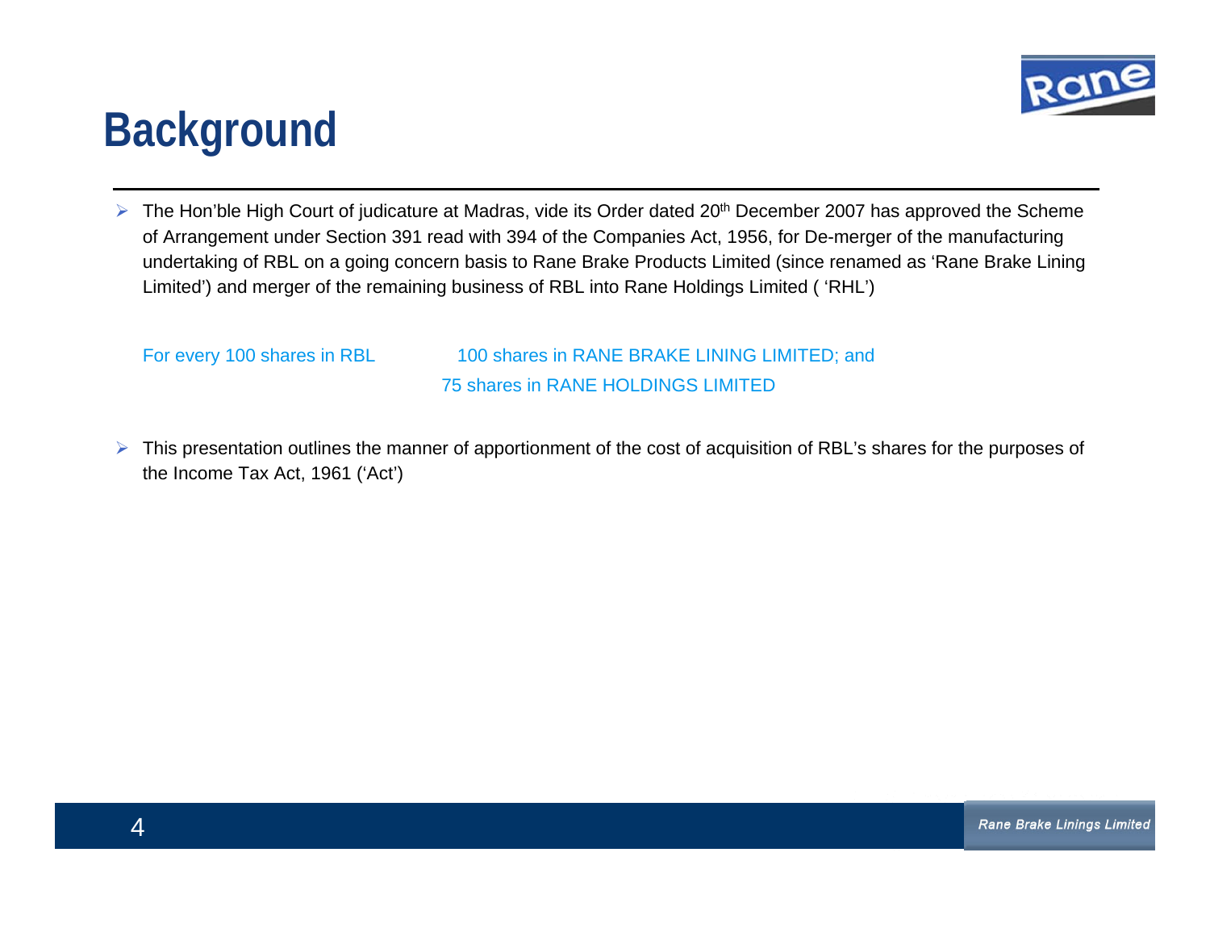# Background

- The Hon'ble High Court of judicature at Madras, vide its Order dated 20th December 2007 has approved the Scheme of Arrangement under Section 391 read with 394 of the Companies Act, 1956, for De-merger of the manufacturing undertaking of RBL on a going concern basis to Rane Brake Products Limited (since renamed as 'Rane Brake Lining Limited') and merger of the remaining business of RBL into Rane Holdings Limited ( 'RHL')

For every 100 shares in RBL — 100 shares in RANE BRAKE LINING LIMITED; and 75 shares in RANE HOLDINGS LIMITED

- This presentation outlines the manner of apportionment of the cost of acquisition of RBL's shares for the purposes of the Income Tax Act, 1961 ('Act')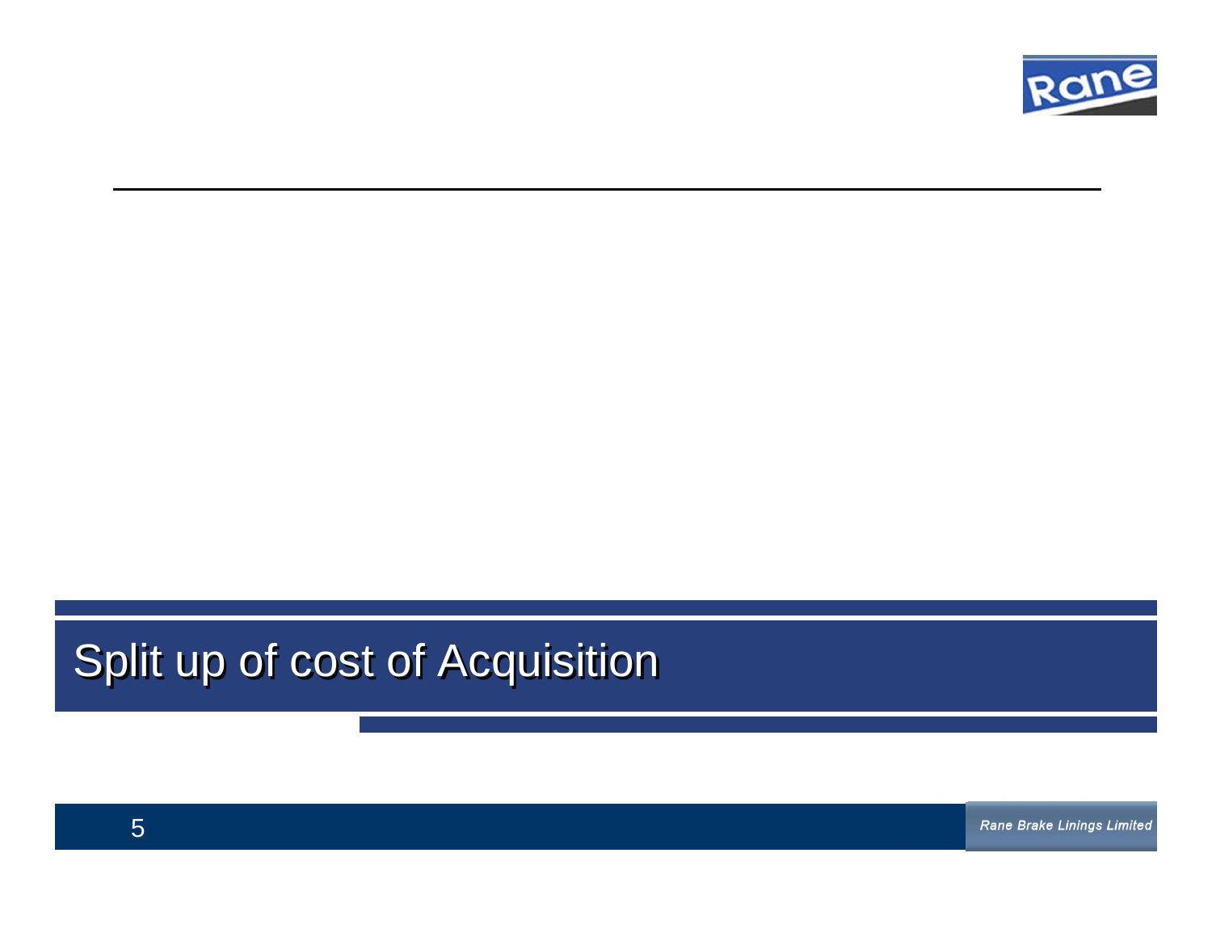# Split up of cost of Acquisition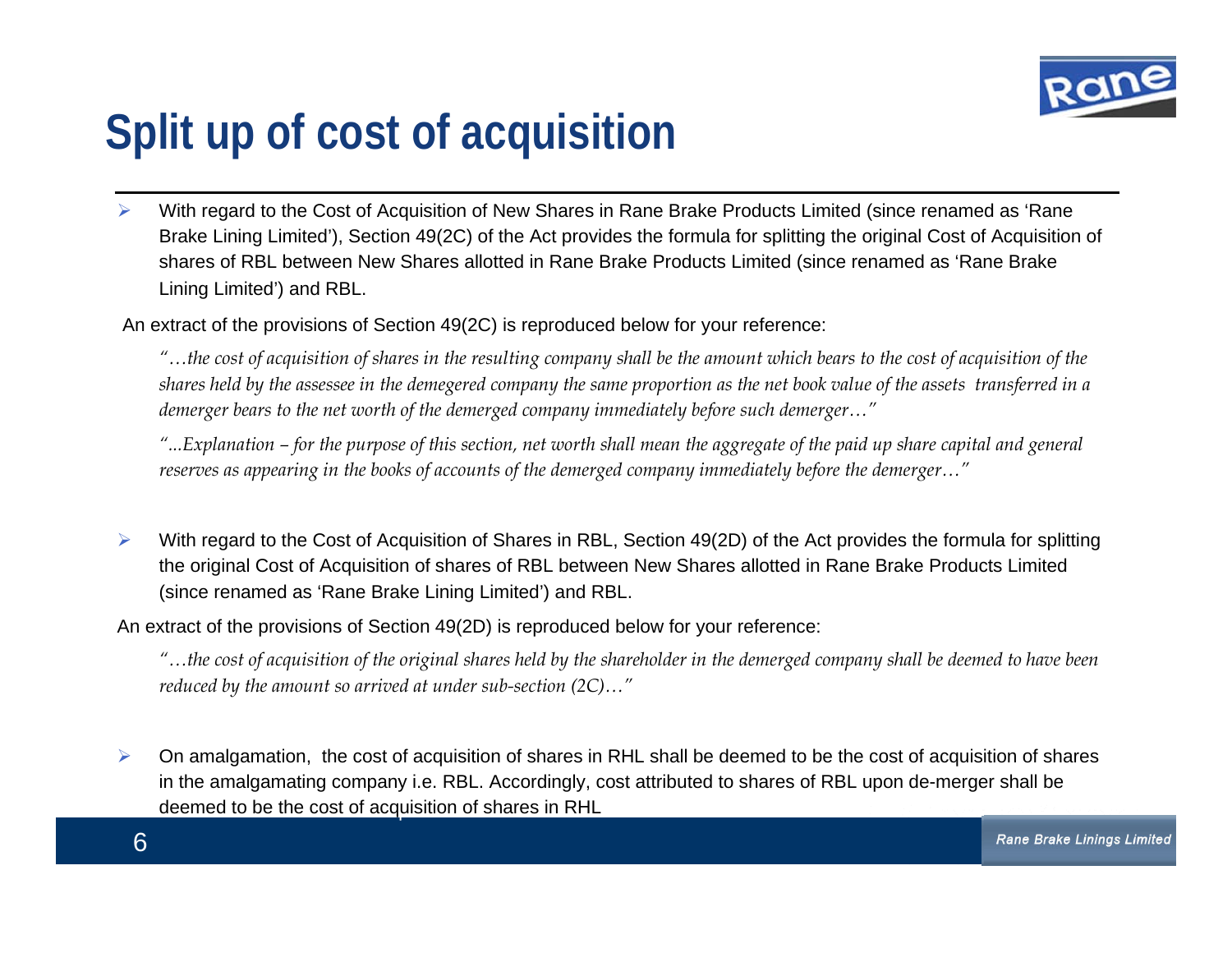# Split up of cost of acquisition

- With regard to the Cost of Acquisition of New Shares in Rane Brake Products Limited (since renamed as 'Rane Brake Lining Limited'), Section 49(2C) of the Act provides the formula for splitting the original Cost of Acquisition of shares of RBL between New Shares allotted in Rane Brake Products Limited (since renamed as 'Rane Brake Lining Limited') and RBL.

An extract of the provisions of Section 49(2C) is reproduced below for your reference:

*"…the cost of acquisition of shares in the resulting company shall be the amount which bears to the cost of acquisition of the shares held by the assessee in the demegered company the same proportion as the net book value of the assets transferred in a demerger bears to the net worth of the demerged company immediately before such demerger…"*

*"...Explanation – for the purpose of this section, net worth shall mean the aggregate of the paid up share capital and general reserves as appearing in the books of accounts of the demerged company immediately before the demerger…"*

- With regard to the Cost of Acquisition of Shares in RBL, Section 49(2D) of the Act provides the formula for splitting the original Cost of Acquisition of shares of RBL between New Shares allotted in Rane Brake Products Limited (since renamed as 'Rane Brake Lining Limited') and RBL.

An extract of the provisions of Section 49(2D) is reproduced below for your reference:

*"…the cost of acquisition of the original shares held by the shareholder in the demerged company shall be deemed to have been reduced by the amount so arrived at under sub-section (2C)…"*

- On amalgamation, the cost of acquisition of shares in RHL shall be deemed to be the cost of acquisition of shares in the amalgamating company i.e. RBL. Accordingly, cost attributed to shares of RBL upon de-merger shall be deemed to be the cost of acquisition of shares in RHL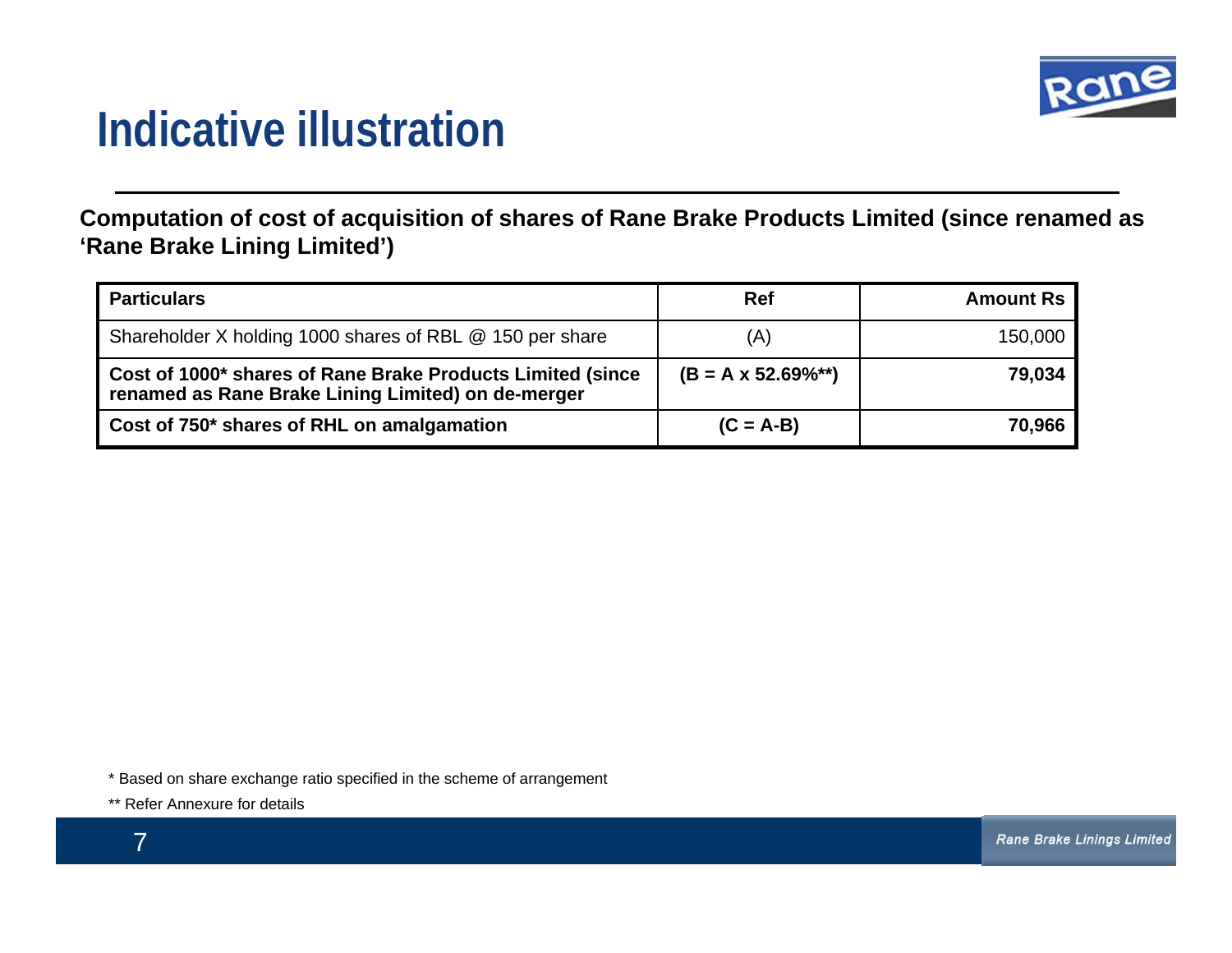# Indicative illustration

**Computation of cost of acquisition of shares of Rane Brake Products Limited (since renamed as 'Rane Brake Lining Limited')**

| Particulars | Ref | Amount Rs |
|---|---|---|
| Shareholder X holding 1000 shares of RBL @ 150 per share | (A) | 150,000 |
| **Cost of 1000* shares of Rane Brake Products Limited (since renamed as Rane Brake Lining Limited) on de-merger** | **(B = A x 52.69%**)** | **79,034** |
| **Cost of 750* shares of RHL on amalgamation** | **(C = A-B)** | **70,966** |

\* Based on share exchange ratio specified in the scheme of arrangement

\*\* Refer Annexure for details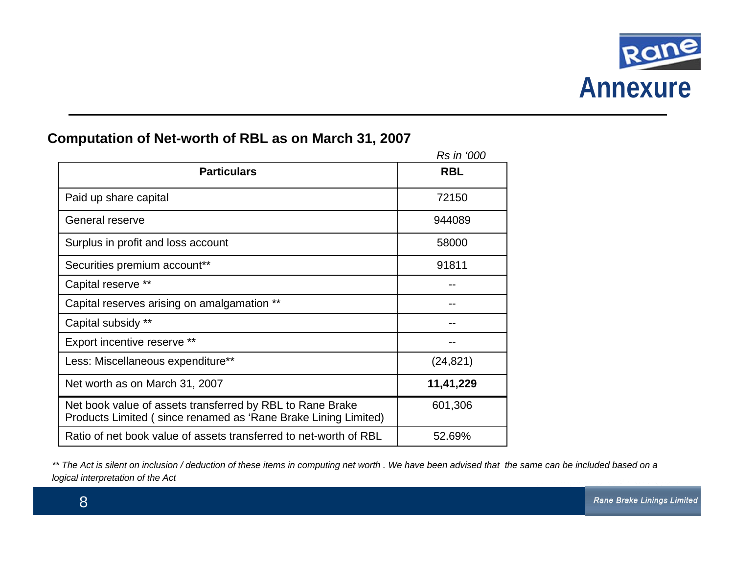# Annexure

## Computation of Net-worth of RBL as on March 31, 2007

*Rs in '000*

| Particulars | RBL |
|---|---|
| Paid up share capital | 72150 |
| General reserve | 944089 |
| Surplus in profit and loss account | 58000 |
| Securities premium account** | 91811 |
| Capital reserve ** | -- |
| Capital reserves arising on amalgamation ** | -- |
| Capital subsidy ** | -- |
| Export incentive reserve ** | -- |
| Less: Miscellaneous expenditure** | (24,821) |
| Net worth as on March 31, 2007 | **11,41,229** |
| Net book value of assets transferred by RBL to Rane Brake Products Limited ( since renamed as 'Rane Brake Lining Limited) | 601,306 |
| Ratio of net book value of assets transferred to net-worth of RBL | 52.69% |

*** The Act is silent on inclusion / deduction of these items in computing net worth . We have been advised that the same can be included based on a logical interpretation of the Act*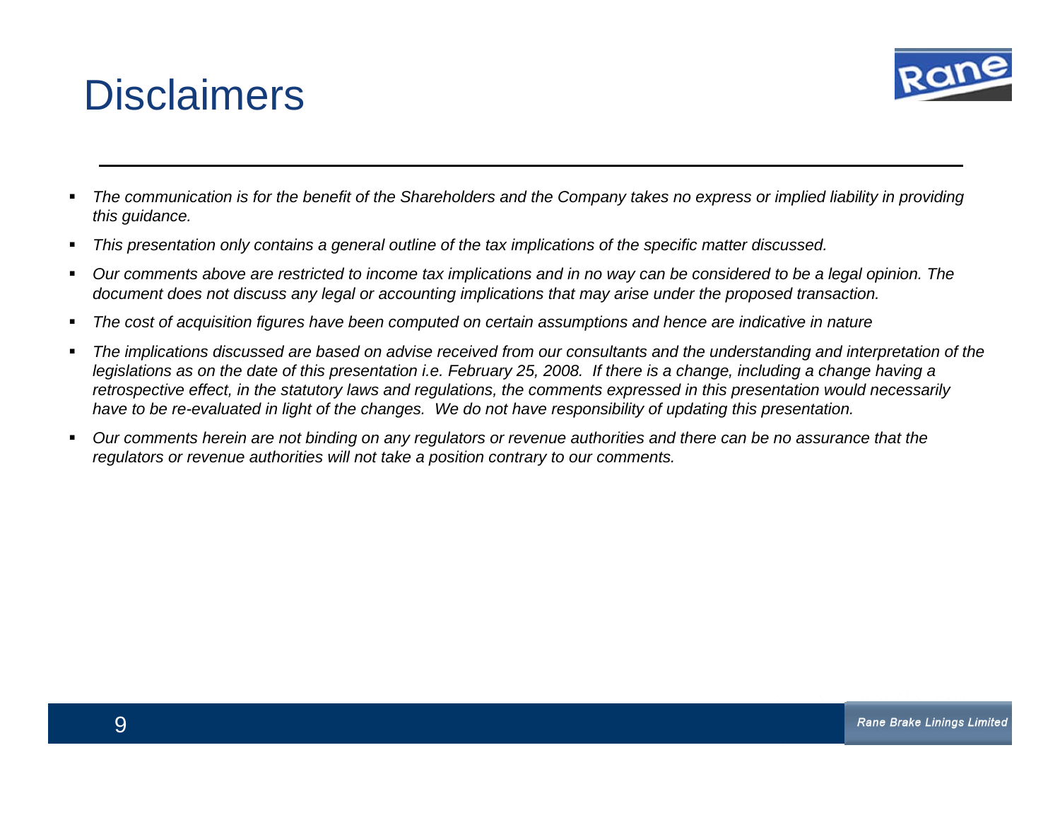# Disclaimers

- *The communication is for the benefit of the Shareholders and the Company takes no express or implied liability in providing this guidance.*
- *This presentation only contains a general outline of the tax implications of the specific matter discussed.*
- *Our comments above are restricted to income tax implications and in no way can be considered to be a legal opinion. The document does not discuss any legal or accounting implications that may arise under the proposed transaction.*
- *The cost of acquisition figures have been computed on certain assumptions and hence are indicative in nature*
- *The implications discussed are based on advise received from our consultants and the understanding and interpretation of the legislations as on the date of this presentation i.e. February 25, 2008. If there is a change, including a change having a retrospective effect, in the statutory laws and regulations, the comments expressed in this presentation would necessarily have to be re-evaluated in light of the changes. We do not have responsibility of updating this presentation.*
- *Our comments herein are not binding on any regulators or revenue authorities and there can be no assurance that the regulators or revenue authorities will not take a position contrary to our comments.*